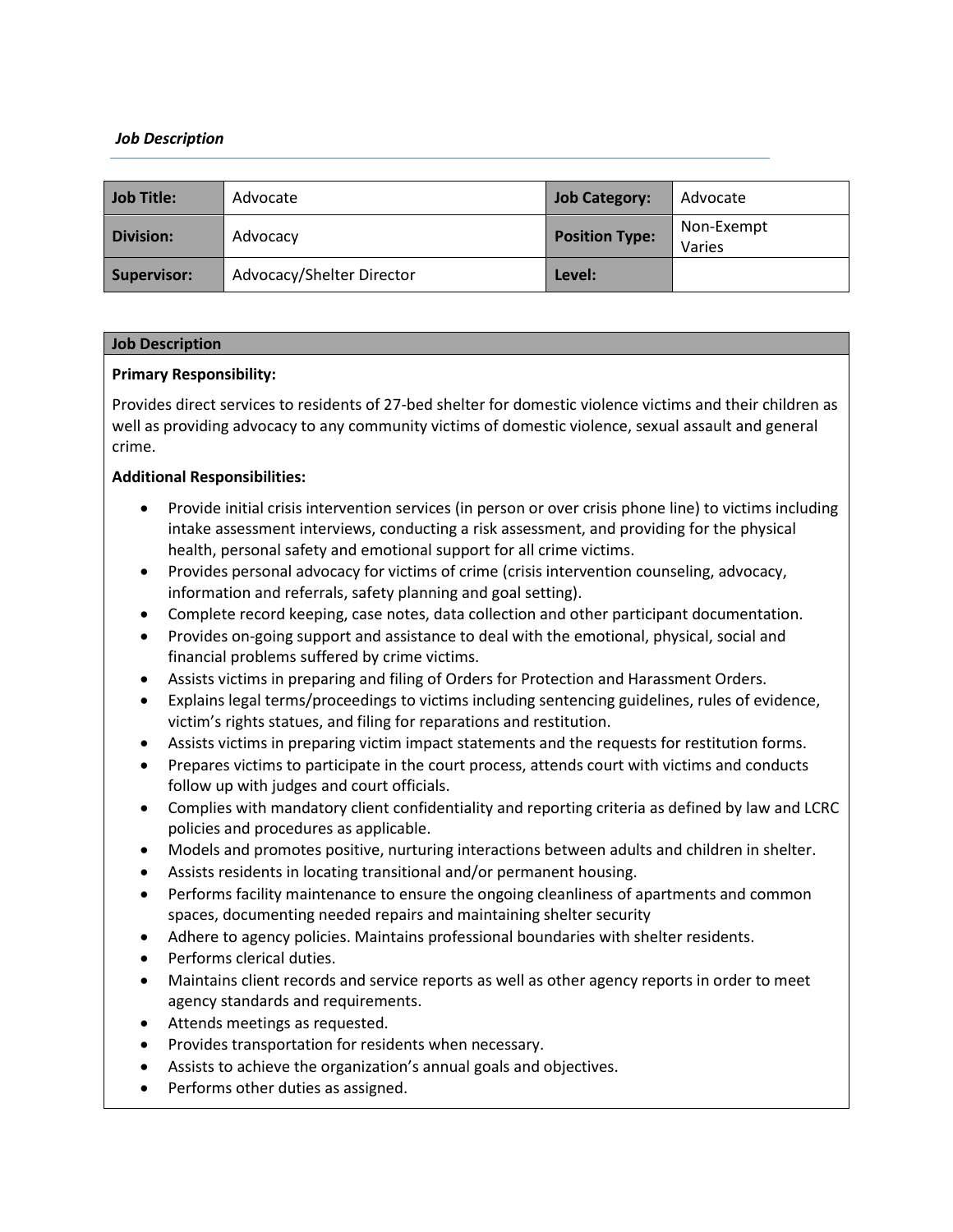*Job Description*

| Job Title: | Advocate | Job Category: | Advocate |
|---|---|---|---|
| Division: | Advocacy | Position Type: | Non-Exempt Varies |
| Supervisor: | Advocacy/Shelter Director | Level: | |

## Job Description

**Primary Responsibility:**

Provides direct services to residents of 27-bed shelter for domestic violence victims and their children as well as providing advocacy to any community victims of domestic violence, sexual assault and general crime.

**Additional Responsibilities:**

- Provide initial crisis intervention services (in person or over crisis phone line) to victims including intake assessment interviews, conducting a risk assessment, and providing for the physical health, personal safety and emotional support for all crime victims.
- Provides personal advocacy for victims of crime (crisis intervention counseling, advocacy, information and referrals, safety planning and goal setting).
- Complete record keeping, case notes, data collection and other participant documentation.
- Provides on-going support and assistance to deal with the emotional, physical, social and financial problems suffered by crime victims.
- Assists victims in preparing and filing of Orders for Protection and Harassment Orders.
- Explains legal terms/proceedings to victims including sentencing guidelines, rules of evidence, victim's rights statues, and filing for reparations and restitution.
- Assists victims in preparing victim impact statements and the requests for restitution forms.
- Prepares victims to participate in the court process, attends court with victims and conducts follow up with judges and court officials.
- Complies with mandatory client confidentiality and reporting criteria as defined by law and LCRC policies and procedures as applicable.
- Models and promotes positive, nurturing interactions between adults and children in shelter.
- Assists residents in locating transitional and/or permanent housing.
- Performs facility maintenance to ensure the ongoing cleanliness of apartments and common spaces, documenting needed repairs and maintaining shelter security
- Adhere to agency policies. Maintains professional boundaries with shelter residents.
- Performs clerical duties.
- Maintains client records and service reports as well as other agency reports in order to meet agency standards and requirements.
- Attends meetings as requested.
- Provides transportation for residents when necessary.
- Assists to achieve the organization's annual goals and objectives.
- Performs other duties as assigned.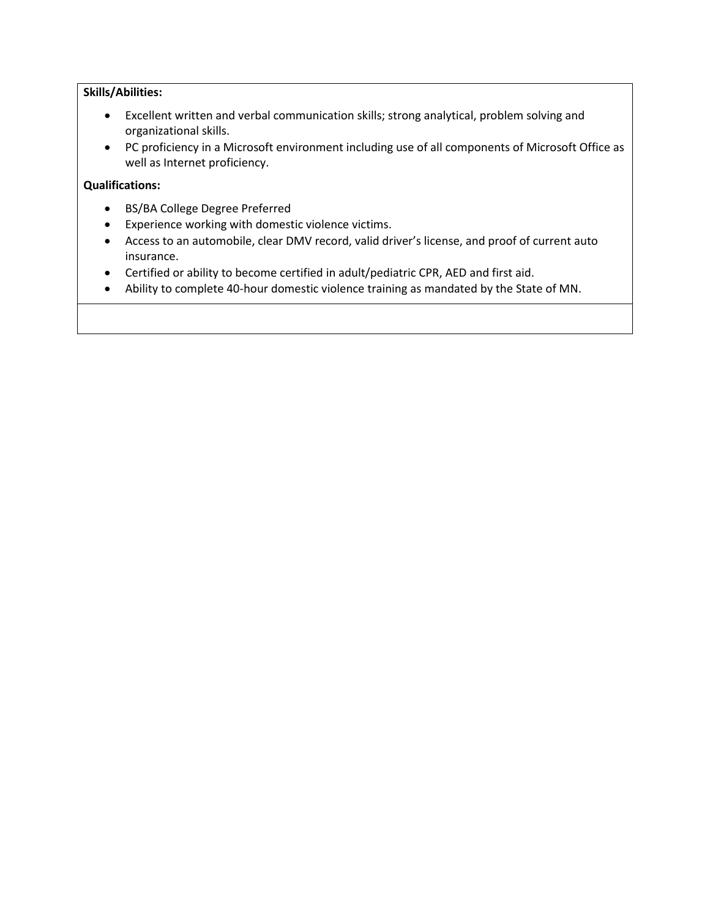**Skills/Abilities:**

- Excellent written and verbal communication skills; strong analytical, problem solving and organizational skills.
- PC proficiency in a Microsoft environment including use of all components of Microsoft Office as well as Internet proficiency.

**Qualifications:**

- BS/BA College Degree Preferred
- Experience working with domestic violence victims.
- Access to an automobile, clear DMV record, valid driver's license, and proof of current auto insurance.
- Certified or ability to become certified in adult/pediatric CPR, AED and first aid.
- Ability to complete 40-hour domestic violence training as mandated by the State of MN.